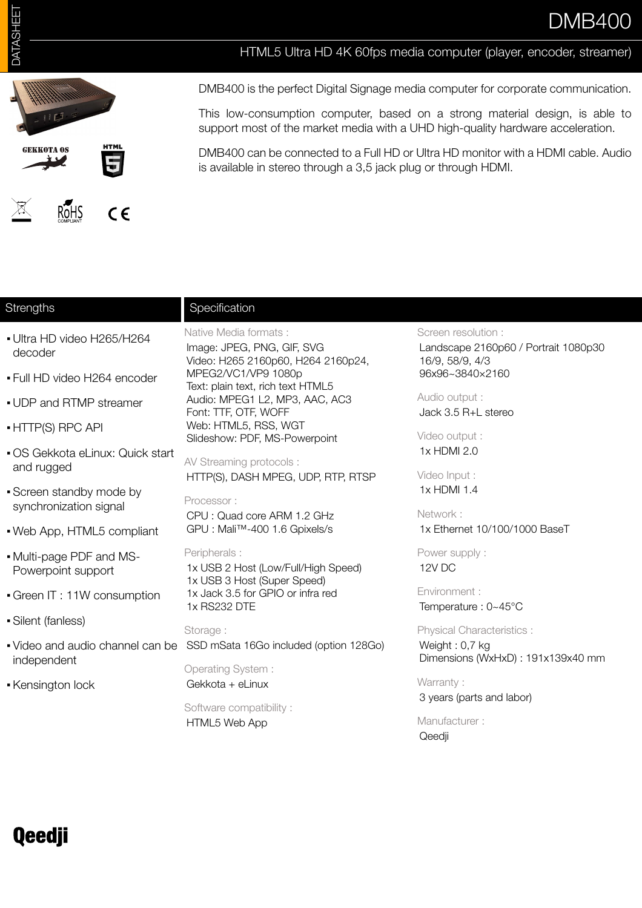# DMB400

## HTML5 Ultra HD 4K 60fps media computer (player, encoder, streamer)

DMB400 is the perfect Digital Signage media computer for corporate communication.

This low-consumption computer, based on a strong material design, is able to support most of the market media with a UHD high-quality hardware acceleration.

DMB400 can be connected to a Full HD or Ultra HD monitor with a HDMI cable. Audio is available in stereo through a 3,5 jack plug or through HDMI.

## Strengths

- Ultra HD video H265/H264 decoder
- Full HD video H264 encoder
- UDP and RTMP streamer
- HTTP(S) RPC API
- OS Gekkota eLinux: Quick start and rugged
- Screen standby mode by synchronization signal
- Web App, HTML5 compliant
- Multi-page PDF and MS-Powerpoint support
- Green IT : 11W consumption
- Silent (fanless)
- Video and audio channel can be independent
- Kensington lock

## Specification

Native Media formats :
Image: JPEG, PNG, GIF, SVG
Video: H265 2160p60, H264 2160p24, MPEG2/VC1/VP9 1080p
Text: plain text, rich text HTML5
Audio: MPEG1 L2, MP3, AAC, AC3
Font: TTF, OTF, WOFF
Web: HTML5, RSS, WGT
Slideshow: PDF, MS-Powerpoint

AV Streaming protocols :
HTTP(S), DASH MPEG, UDP, RTP, RTSP

Processor :
CPU : Quad core ARM 1.2 GHz
GPU : Mali™-400 1.6 Gpixels/s

Peripherals :
1x USB 2 Host (Low/Full/High Speed)
1x USB 3 Host (Super Speed)
1x Jack 3.5 for GPIO or infra red
1x RS232 DTE

Storage :
SSD mSata 16Go included (option 128Go)

Operating System :
Gekkota + eLinux

Software compatibility :
HTML5 Web App

Screen resolution :
Landscape 2160p60 / Portrait 1080p30
16/9, 58/9, 4/3
96x96~3840×2160

Audio output :
Jack 3.5 R+L stereo

Video output :
1x HDMI 2.0

Video Input :
1x HDMI 1.4

Network :
1x Ethernet 10/100/1000 BaseT

Power supply :
12V DC

Environment :
Temperature : 0~45°C

Physical Characteristics :
Weight : 0,7 kg
Dimensions (WxHxD) : 191x139x40 mm

Warranty :
3 years (parts and labor)

Manufacturer :
Qeedji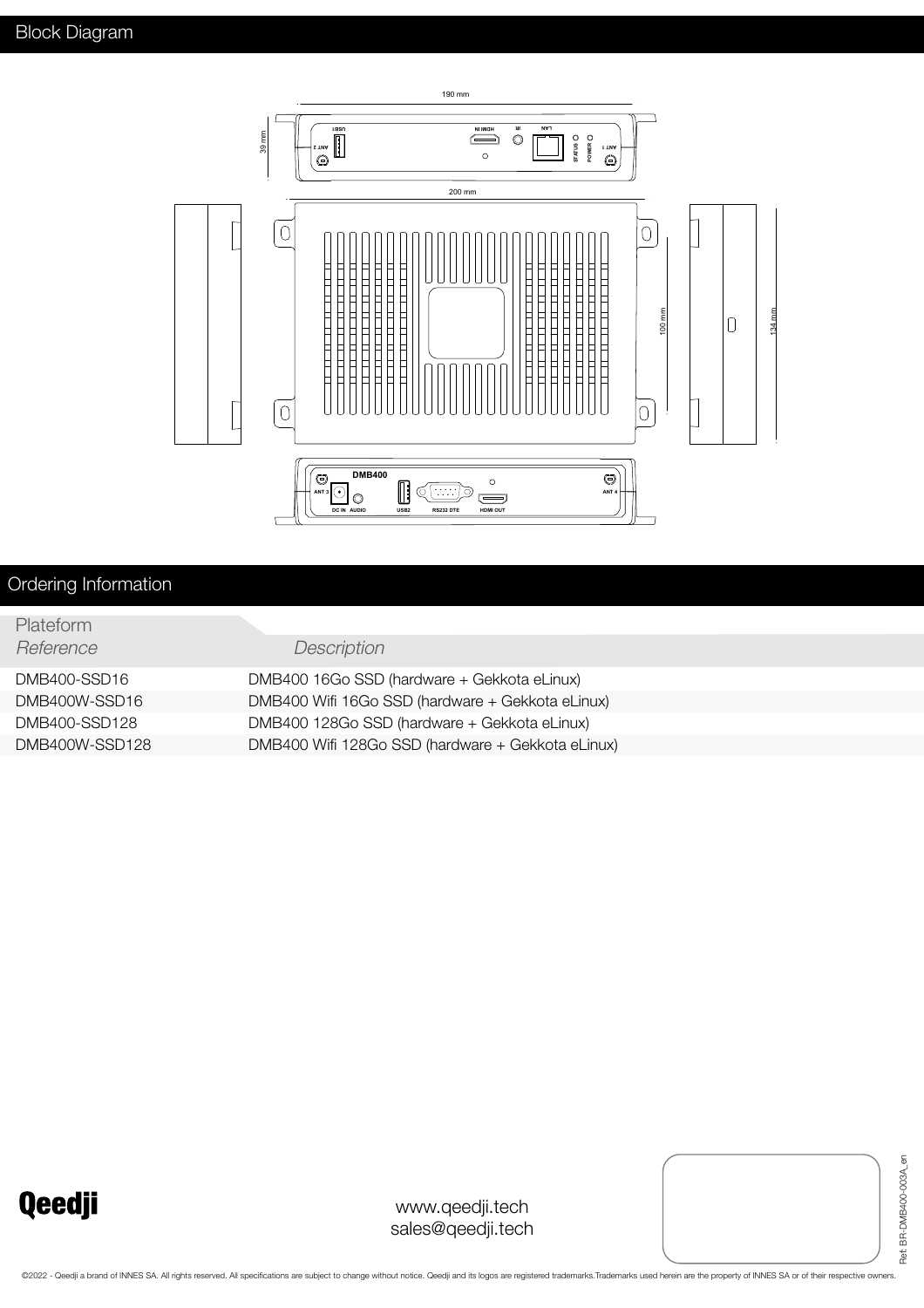## Block Diagram

190 mm

39 mm

USB1

ANT 2

HDMI IN

IR

LAN

STATUS

POWER

ANT 1

200 mm

100 mm

134 mm

DMB400

ANT 3

DC IN

AUDIO

USB2

RS232 DTE

HDMI OUT

ANT 4

## Ordering Information

| Plateform *Reference* | *Description* |
|---|---|
| DMB400-SSD16 | DMB400 16Go SSD (hardware + Gekkota eLinux) |
| DMB400W-SSD16 | DMB400 Wifi 16Go SSD (hardware + Gekkota eLinux) |
| DMB400-SSD128 | DMB400 128Go SSD (hardware + Gekkota eLinux) |
| DMB400W-SSD128 | DMB400 Wifi 128Go SSD (hardware + Gekkota eLinux) |

**Qeedji**

www.qeedji.tech
sales@qeedji.tech

Ref: BR-DMB400-003A_en

©2022 - Qeedji a brand of INNES SA. All rights reserved. All specifications are subject to change without notice. Qeedji and its logos are registered trademarks.Trademarks used herein are the property of INNES SA or of their respective owners.